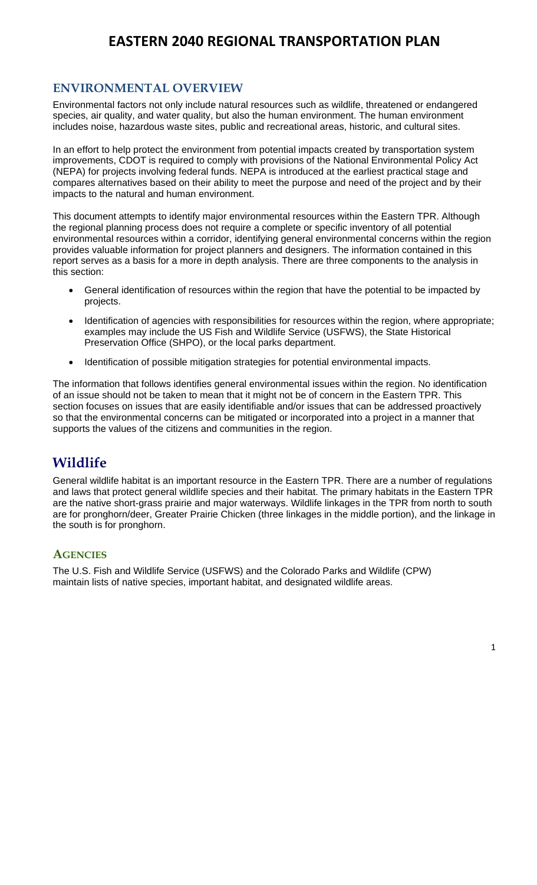# EASTERN 2040 REGIONAL TRANSPORTATION PLAN

## ENVIRONMENTAL OVERVIEW

Environmental factors not only include natural resources such as wildlife, threatened or endangered species, air quality, and water quality, but also the human environment. The human environment includes noise, hazardous waste sites, public and recreational areas, historic, and cultural sites.

In an effort to help protect the environment from potential impacts created by transportation system improvements, CDOT is required to comply with provisions of the National Environmental Policy Act (NEPA) for projects involving federal funds. NEPA is introduced at the earliest practical stage and compares alternatives based on their ability to meet the purpose and need of the project and by their impacts to the natural and human environment.

This document attempts to identify major environmental resources within the Eastern TPR. Although the regional planning process does not require a complete or specific inventory of all potential environmental resources within a corridor, identifying general environmental concerns within the region provides valuable information for project planners and designers. The information contained in this report serves as a basis for a more in depth analysis. There are three components to the analysis in this section:

- General identification of resources within the region that have the potential to be impacted by projects.
- Identification of agencies with responsibilities for resources within the region, where appropriate; examples may include the US Fish and Wildlife Service (USFWS), the State Historical Preservation Office (SHPO), or the local parks department.
- Identification of possible mitigation strategies for potential environmental impacts.

The information that follows identifies general environmental issues within the region. No identification of an issue should not be taken to mean that it might not be of concern in the Eastern TPR. This section focuses on issues that are easily identifiable and/or issues that can be addressed proactively so that the environmental concerns can be mitigated or incorporated into a project in a manner that supports the values of the citizens and communities in the region.

## Wildlife

General wildlife habitat is an important resource in the Eastern TPR. There are a number of regulations and laws that protect general wildlife species and their habitat. The primary habitats in the Eastern TPR are the native short-grass prairie and major waterways. Wildlife linkages in the TPR from north to south are for pronghorn/deer, Greater Prairie Chicken (three linkages in the middle portion), and the linkage in the south is for pronghorn.

### AGENCIES

The U.S. Fish and Wildlife Service (USFWS) and the Colorado Parks and Wildlife (CPW) maintain lists of native species, important habitat, and designated wildlife areas.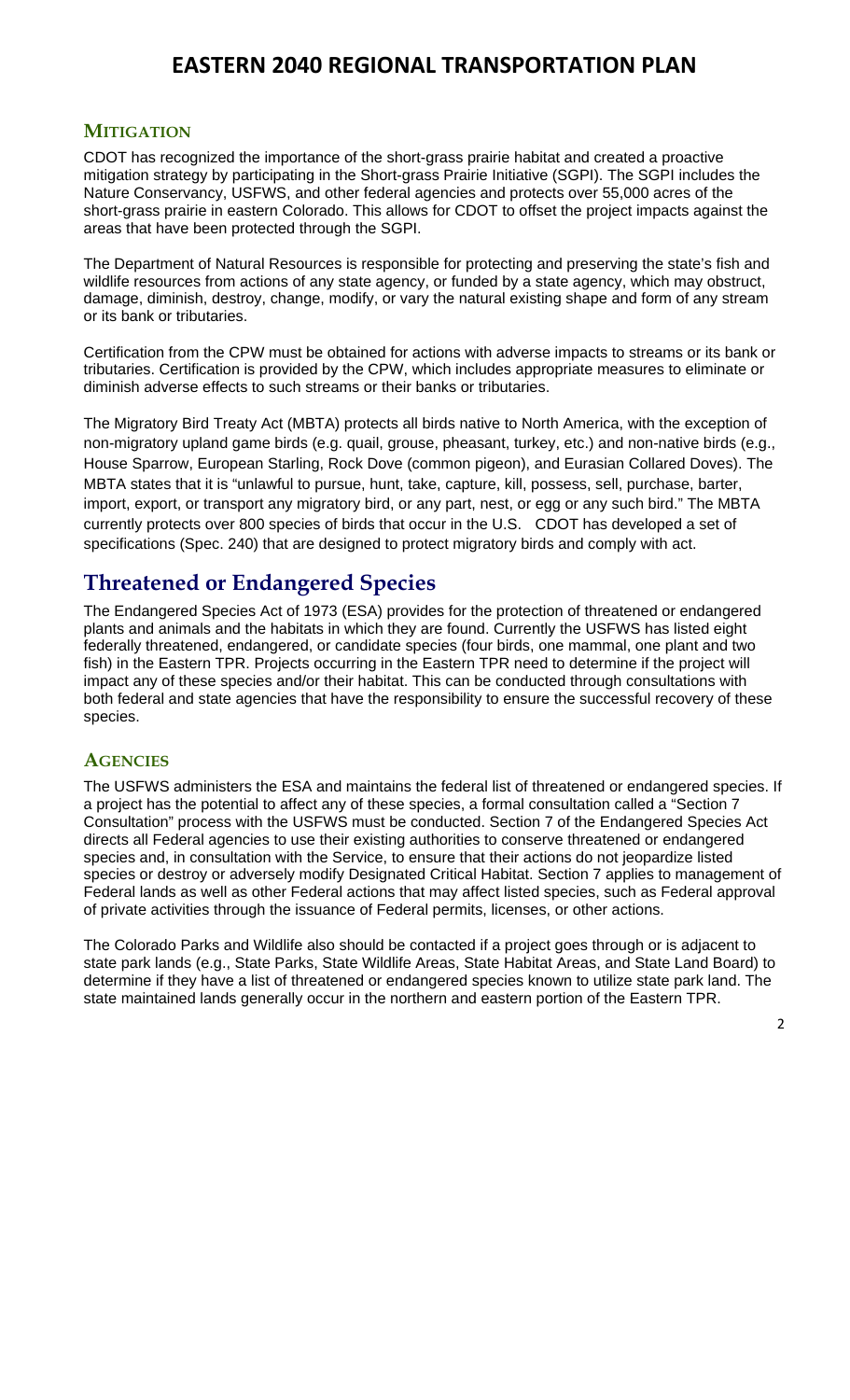## MITIGATION

CDOT has recognized the importance of the short-grass prairie habitat and created a proactive mitigation strategy by participating in the Short-grass Prairie Initiative (SGPI). The SGPI includes the Nature Conservancy, USFWS, and other federal agencies and protects over 55,000 acres of the short-grass prairie in eastern Colorado. This allows for CDOT to offset the project impacts against the areas that have been protected through the SGPI.

The Department of Natural Resources is responsible for protecting and preserving the state's fish and wildlife resources from actions of any state agency, or funded by a state agency, which may obstruct, damage, diminish, destroy, change, modify, or vary the natural existing shape and form of any stream or its bank or tributaries.

Certification from the CPW must be obtained for actions with adverse impacts to streams or its bank or tributaries. Certification is provided by the CPW, which includes appropriate measures to eliminate or diminish adverse effects to such streams or their banks or tributaries.

The Migratory Bird Treaty Act (MBTA) protects all birds native to North America, with the exception of non-migratory upland game birds (e.g. quail, grouse, pheasant, turkey, etc.) and non-native birds (e.g., House Sparrow, European Starling, Rock Dove (common pigeon), and Eurasian Collared Doves). The MBTA states that it is "unlawful to pursue, hunt, take, capture, kill, possess, sell, purchase, barter, import, export, or transport any migratory bird, or any part, nest, or egg or any such bird." The MBTA currently protects over 800 species of birds that occur in the U.S. CDOT has developed a set of specifications (Spec. 240) that are designed to protect migratory birds and comply with act.

# Threatened or Endangered Species

The Endangered Species Act of 1973 (ESA) provides for the protection of threatened or endangered plants and animals and the habitats in which they are found. Currently the USFWS has listed eight federally threatened, endangered, or candidate species (four birds, one mammal, one plant and two fish) in the Eastern TPR. Projects occurring in the Eastern TPR need to determine if the project will impact any of these species and/or their habitat. This can be conducted through consultations with both federal and state agencies that have the responsibility to ensure the successful recovery of these species.

## AGENCIES

The USFWS administers the ESA and maintains the federal list of threatened or endangered species. If a project has the potential to affect any of these species, a formal consultation called a "Section 7 Consultation" process with the USFWS must be conducted. Section 7 of the Endangered Species Act directs all Federal agencies to use their existing authorities to conserve threatened or endangered species and, in consultation with the Service, to ensure that their actions do not jeopardize listed species or destroy or adversely modify Designated Critical Habitat. Section 7 applies to management of Federal lands as well as other Federal actions that may affect listed species, such as Federal approval of private activities through the issuance of Federal permits, licenses, or other actions.

The Colorado Parks and Wildlife also should be contacted if a project goes through or is adjacent to state park lands (e.g., State Parks, State Wildlife Areas, State Habitat Areas, and State Land Board) to determine if they have a list of threatened or endangered species known to utilize state park land. The state maintained lands generally occur in the northern and eastern portion of the Eastern TPR.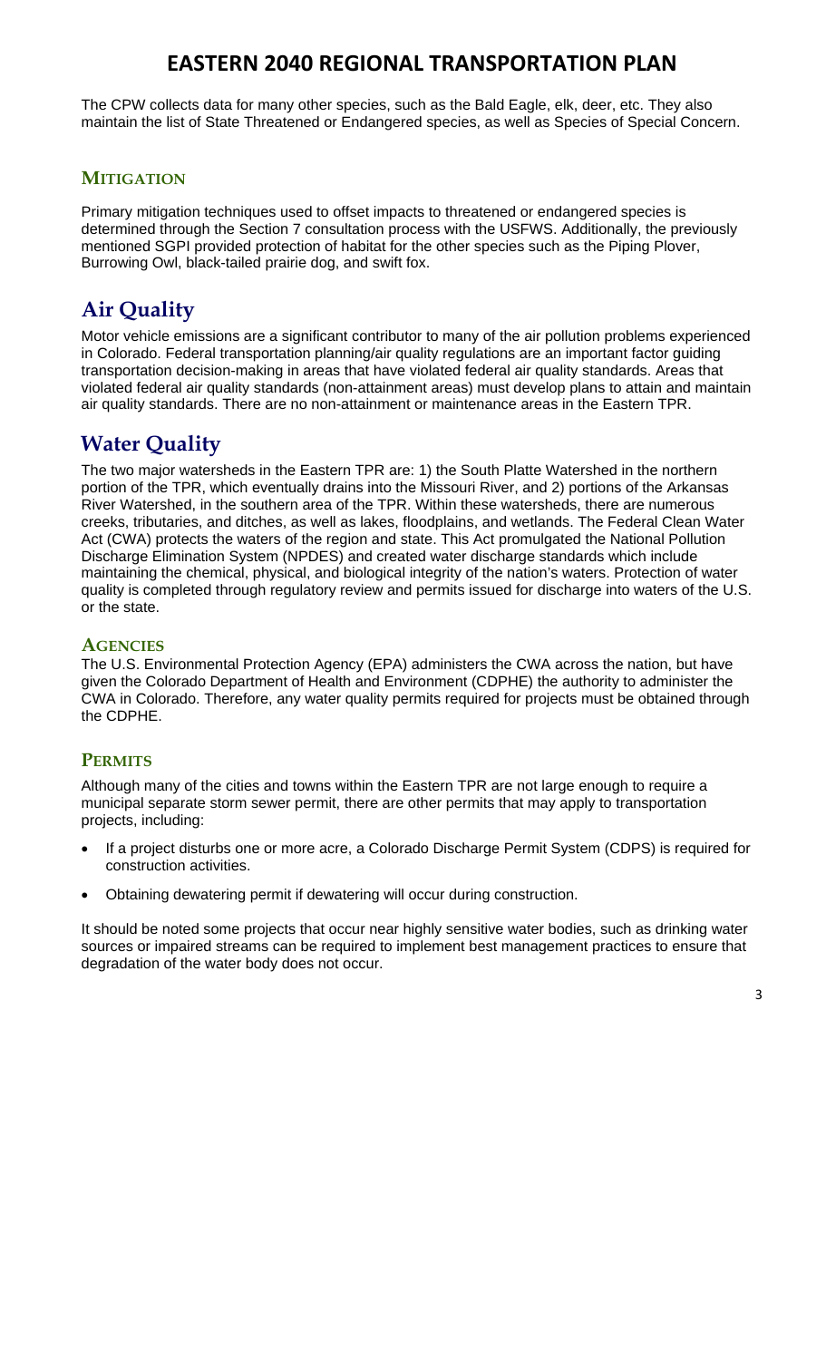The CPW collects data for many other species, such as the Bald Eagle, elk, deer, etc. They also maintain the list of State Threatened or Endangered species, as well as Species of Special Concern.

### MITIGATION

Primary mitigation techniques used to offset impacts to threatened or endangered species is determined through the Section 7 consultation process with the USFWS. Additionally, the previously mentioned SGPI provided protection of habitat for the other species such as the Piping Plover, Burrowing Owl, black-tailed prairie dog, and swift fox.

## Air Quality

Motor vehicle emissions are a significant contributor to many of the air pollution problems experienced in Colorado. Federal transportation planning/air quality regulations are an important factor guiding transportation decision-making in areas that have violated federal air quality standards. Areas that violated federal air quality standards (non-attainment areas) must develop plans to attain and maintain air quality standards. There are no non-attainment or maintenance areas in the Eastern TPR.

## Water Quality

The two major watersheds in the Eastern TPR are: 1) the South Platte Watershed in the northern portion of the TPR, which eventually drains into the Missouri River, and 2) portions of the Arkansas River Watershed, in the southern area of the TPR. Within these watersheds, there are numerous creeks, tributaries, and ditches, as well as lakes, floodplains, and wetlands. The Federal Clean Water Act (CWA) protects the waters of the region and state. This Act promulgated the National Pollution Discharge Elimination System (NPDES) and created water discharge standards which include maintaining the chemical, physical, and biological integrity of the nation's waters. Protection of water quality is completed through regulatory review and permits issued for discharge into waters of the U.S. or the state.

### AGENCIES

The U.S. Environmental Protection Agency (EPA) administers the CWA across the nation, but have given the Colorado Department of Health and Environment (CDPHE) the authority to administer the CWA in Colorado. Therefore, any water quality permits required for projects must be obtained through the CDPHE.

### PERMITS

Although many of the cities and towns within the Eastern TPR are not large enough to require a municipal separate storm sewer permit, there are other permits that may apply to transportation projects, including:

- If a project disturbs one or more acre, a Colorado Discharge Permit System (CDPS) is required for construction activities.
- Obtaining dewatering permit if dewatering will occur during construction.

It should be noted some projects that occur near highly sensitive water bodies, such as drinking water sources or impaired streams can be required to implement best management practices to ensure that degradation of the water body does not occur.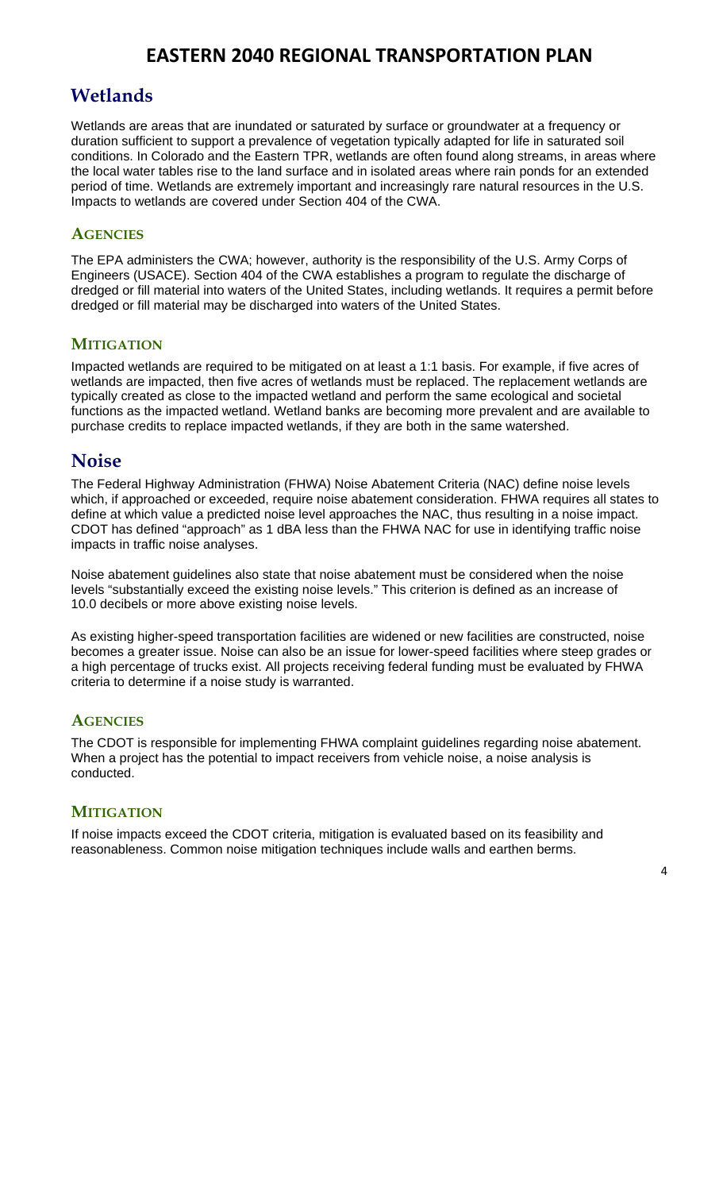## Wetlands

Wetlands are areas that are inundated or saturated by surface or groundwater at a frequency or duration sufficient to support a prevalence of vegetation typically adapted for life in saturated soil conditions. In Colorado and the Eastern TPR, wetlands are often found along streams, in areas where the local water tables rise to the land surface and in isolated areas where rain ponds for an extended period of time. Wetlands are extremely important and increasingly rare natural resources in the U.S. Impacts to wetlands are covered under Section 404 of the CWA.

### Agencies

The EPA administers the CWA; however, authority is the responsibility of the U.S. Army Corps of Engineers (USACE). Section 404 of the CWA establishes a program to regulate the discharge of dredged or fill material into waters of the United States, including wetlands. It requires a permit before dredged or fill material may be discharged into waters of the United States.

### Mitigation

Impacted wetlands are required to be mitigated on at least a 1:1 basis. For example, if five acres of wetlands are impacted, then five acres of wetlands must be replaced. The replacement wetlands are typically created as close to the impacted wetland and perform the same ecological and societal functions as the impacted wetland. Wetland banks are becoming more prevalent and are available to purchase credits to replace impacted wetlands, if they are both in the same watershed.

## Noise

The Federal Highway Administration (FHWA) Noise Abatement Criteria (NAC) define noise levels which, if approached or exceeded, require noise abatement consideration. FHWA requires all states to define at which value a predicted noise level approaches the NAC, thus resulting in a noise impact. CDOT has defined "approach" as 1 dBA less than the FHWA NAC for use in identifying traffic noise impacts in traffic noise analyses.

Noise abatement guidelines also state that noise abatement must be considered when the noise levels "substantially exceed the existing noise levels." This criterion is defined as an increase of 10.0 decibels or more above existing noise levels.

As existing higher-speed transportation facilities are widened or new facilities are constructed, noise becomes a greater issue. Noise can also be an issue for lower-speed facilities where steep grades or a high percentage of trucks exist. All projects receiving federal funding must be evaluated by FHWA criteria to determine if a noise study is warranted.

### Agencies

The CDOT is responsible for implementing FHWA complaint guidelines regarding noise abatement. When a project has the potential to impact receivers from vehicle noise, a noise analysis is conducted.

### Mitigation

If noise impacts exceed the CDOT criteria, mitigation is evaluated based on its feasibility and reasonableness. Common noise mitigation techniques include walls and earthen berms.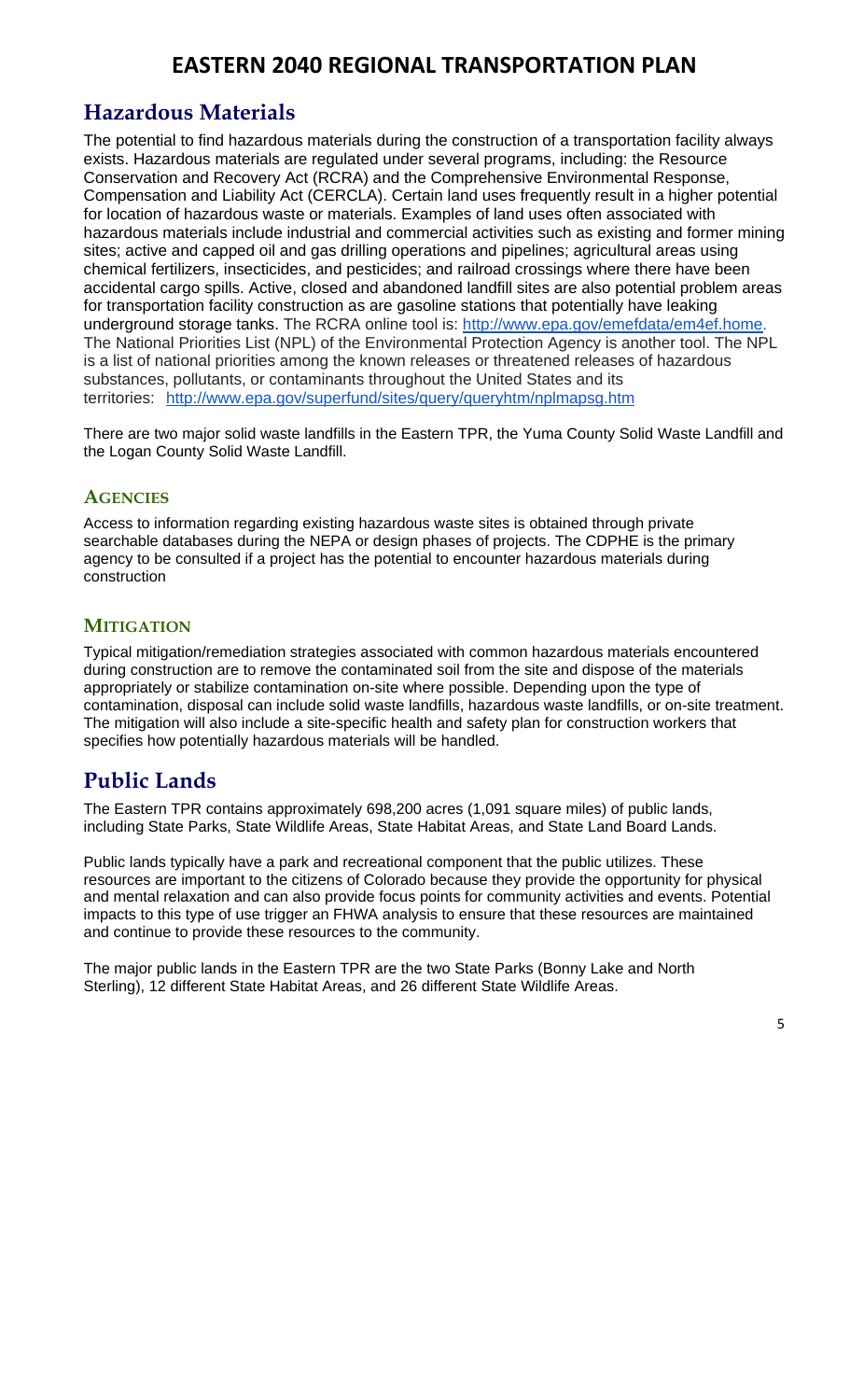## Hazardous Materials

The potential to find hazardous materials during the construction of a transportation facility always exists. Hazardous materials are regulated under several programs, including: the Resource Conservation and Recovery Act (RCRA) and the Comprehensive Environmental Response, Compensation and Liability Act (CERCLA). Certain land uses frequently result in a higher potential for location of hazardous waste or materials. Examples of land uses often associated with hazardous materials include industrial and commercial activities such as existing and former mining sites; active and capped oil and gas drilling operations and pipelines; agricultural areas using chemical fertilizers, insecticides, and pesticides; and railroad crossings where there have been accidental cargo spills. Active, closed and abandoned landfill sites are also potential problem areas for transportation facility construction as are gasoline stations that potentially have leaking underground storage tanks. The RCRA online tool is: [http://www.epa.gov/emefdata/em4ef.home](http://www.epa.gov/emefdata/em4ef.home). The National Priorities List (NPL) of the Environmental Protection Agency is another tool. The NPL is a list of national priorities among the known releases or threatened releases of hazardous substances, pollutants, or contaminants throughout the United States and its territories: [http://www.epa.gov/superfund/sites/query/queryhtm/nplmapsg.htm](http://www.epa.gov/superfund/sites/query/queryhtm/nplmapsg.htm)

There are two major solid waste landfills in the Eastern TPR, the Yuma County Solid Waste Landfill and the Logan County Solid Waste Landfill.

### Agencies

Access to information regarding existing hazardous waste sites is obtained through private searchable databases during the NEPA or design phases of projects. The CDPHE is the primary agency to be consulted if a project has the potential to encounter hazardous materials during construction

### Mitigation

Typical mitigation/remediation strategies associated with common hazardous materials encountered during construction are to remove the contaminated soil from the site and dispose of the materials appropriately or stabilize contamination on-site where possible. Depending upon the type of contamination, disposal can include solid waste landfills, hazardous waste landfills, or on-site treatment. The mitigation will also include a site-specific health and safety plan for construction workers that specifies how potentially hazardous materials will be handled.

## Public Lands

The Eastern TPR contains approximately 698,200 acres (1,091 square miles) of public lands, including State Parks, State Wildlife Areas, State Habitat Areas, and State Land Board Lands.

Public lands typically have a park and recreational component that the public utilizes. These resources are important to the citizens of Colorado because they provide the opportunity for physical and mental relaxation and can also provide focus points for community activities and events. Potential impacts to this type of use trigger an FHWA analysis to ensure that these resources are maintained and continue to provide these resources to the community.

The major public lands in the Eastern TPR are the two State Parks (Bonny Lake and North Sterling), 12 different State Habitat Areas, and 26 different State Wildlife Areas.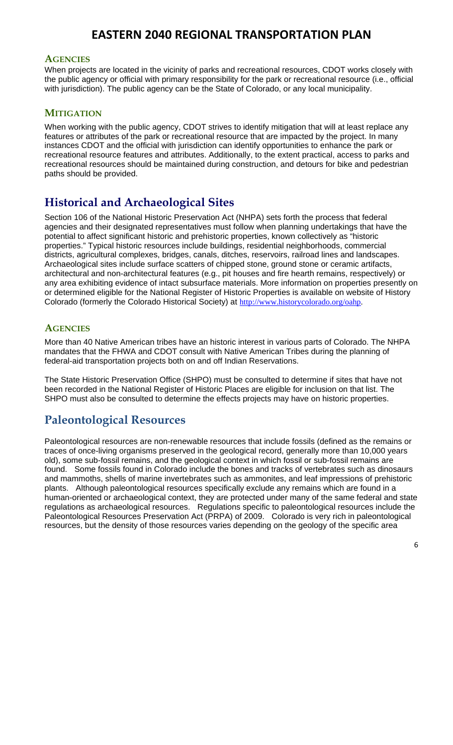### Agencies

When projects are located in the vicinity of parks and recreational resources, CDOT works closely with the public agency or official with primary responsibility for the park or recreational resource (i.e., official with jurisdiction). The public agency can be the State of Colorado, or any local municipality.

### Mitigation

When working with the public agency, CDOT strives to identify mitigation that will at least replace any features or attributes of the park or recreational resource that are impacted by the project. In many instances CDOT and the official with jurisdiction can identify opportunities to enhance the park or recreational resource features and attributes. Additionally, to the extent practical, access to parks and recreational resources should be maintained during construction, and detours for bike and pedestrian paths should be provided.

## Historical and Archaeological Sites

Section 106 of the National Historic Preservation Act (NHPA) sets forth the process that federal agencies and their designated representatives must follow when planning undertakings that have the potential to affect significant historic and prehistoric properties, known collectively as "historic properties." Typical historic resources include buildings, residential neighborhoods, commercial districts, agricultural complexes, bridges, canals, ditches, reservoirs, railroad lines and landscapes. Archaeological sites include surface scatters of chipped stone, ground stone or ceramic artifacts, architectural and non-architectural features (e.g., pit houses and fire hearth remains, respectively) or any area exhibiting evidence of intact subsurface materials. More information on properties presently on or determined eligible for the National Register of Historic Properties is available on website of History Colorado (formerly the Colorado Historical Society) at http://www.historycolorado.org/oahp.

### Agencies

More than 40 Native American tribes have an historic interest in various parts of Colorado. The NHPA mandates that the FHWA and CDOT consult with Native American Tribes during the planning of federal-aid transportation projects both on and off Indian Reservations.

The State Historic Preservation Office (SHPO) must be consulted to determine if sites that have not been recorded in the National Register of Historic Places are eligible for inclusion on that list. The SHPO must also be consulted to determine the effects projects may have on historic properties.

## Paleontological Resources

Paleontological resources are non-renewable resources that include fossils (defined as the remains or traces of once-living organisms preserved in the geological record, generally more than 10,000 years old), some sub-fossil remains, and the geological context in which fossil or sub-fossil remains are found. Some fossils found in Colorado include the bones and tracks of vertebrates such as dinosaurs and mammoths, shells of marine invertebrates such as ammonites, and leaf impressions of prehistoric plants. Although paleontological resources specifically exclude any remains which are found in a human-oriented or archaeological context, they are protected under many of the same federal and state regulations as archaeological resources. Regulations specific to paleontological resources include the Paleontological Resources Preservation Act (PRPA) of 2009. Colorado is very rich in paleontological resources, but the density of those resources varies depending on the geology of the specific area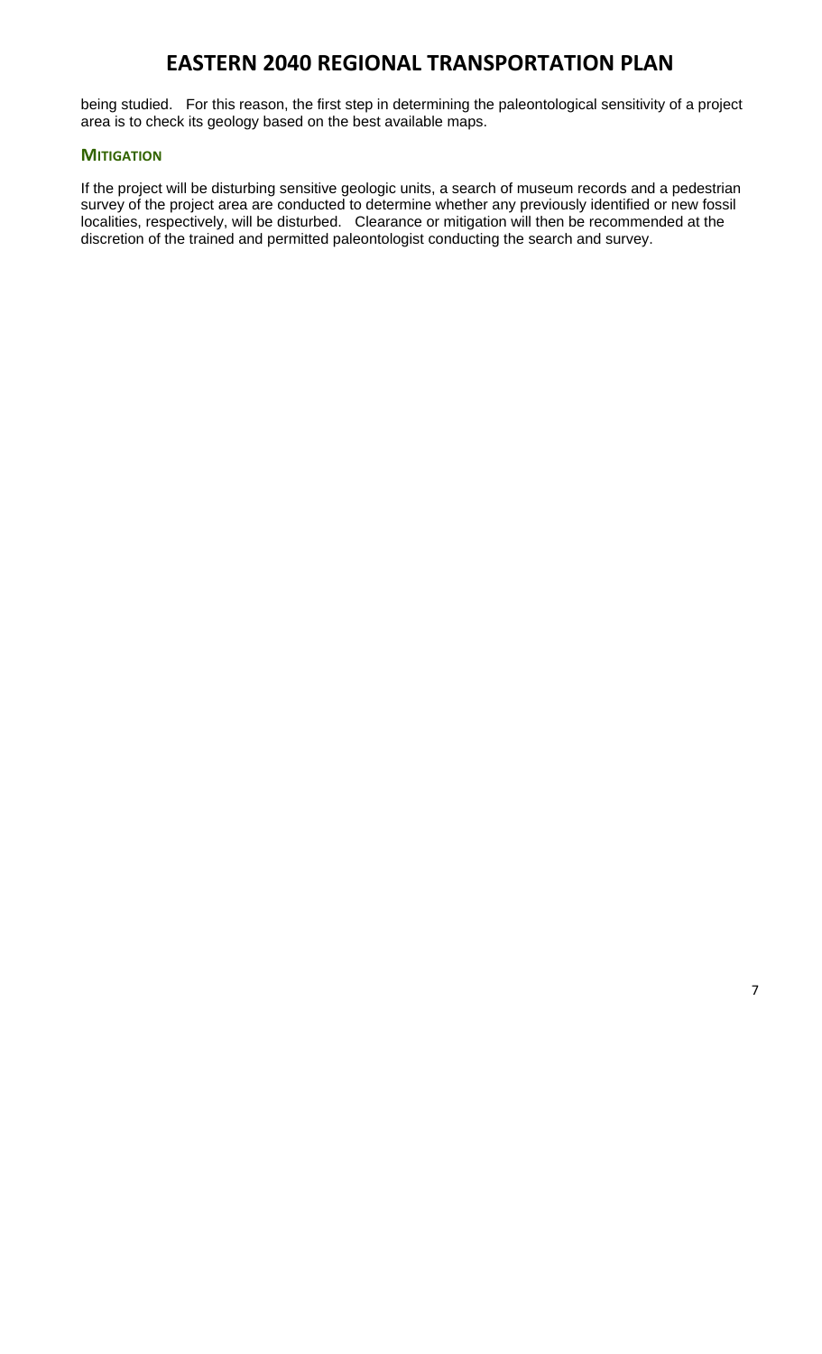being studied. For this reason, the first step in determining the paleontological sensitivity of a project area is to check its geology based on the best available maps.

### Mitigation

If the project will be disturbing sensitive geologic units, a search of museum records and a pedestrian survey of the project area are conducted to determine whether any previously identified or new fossil localities, respectively, will be disturbed. Clearance or mitigation will then be recommended at the discretion of the trained and permitted paleontologist conducting the search and survey.